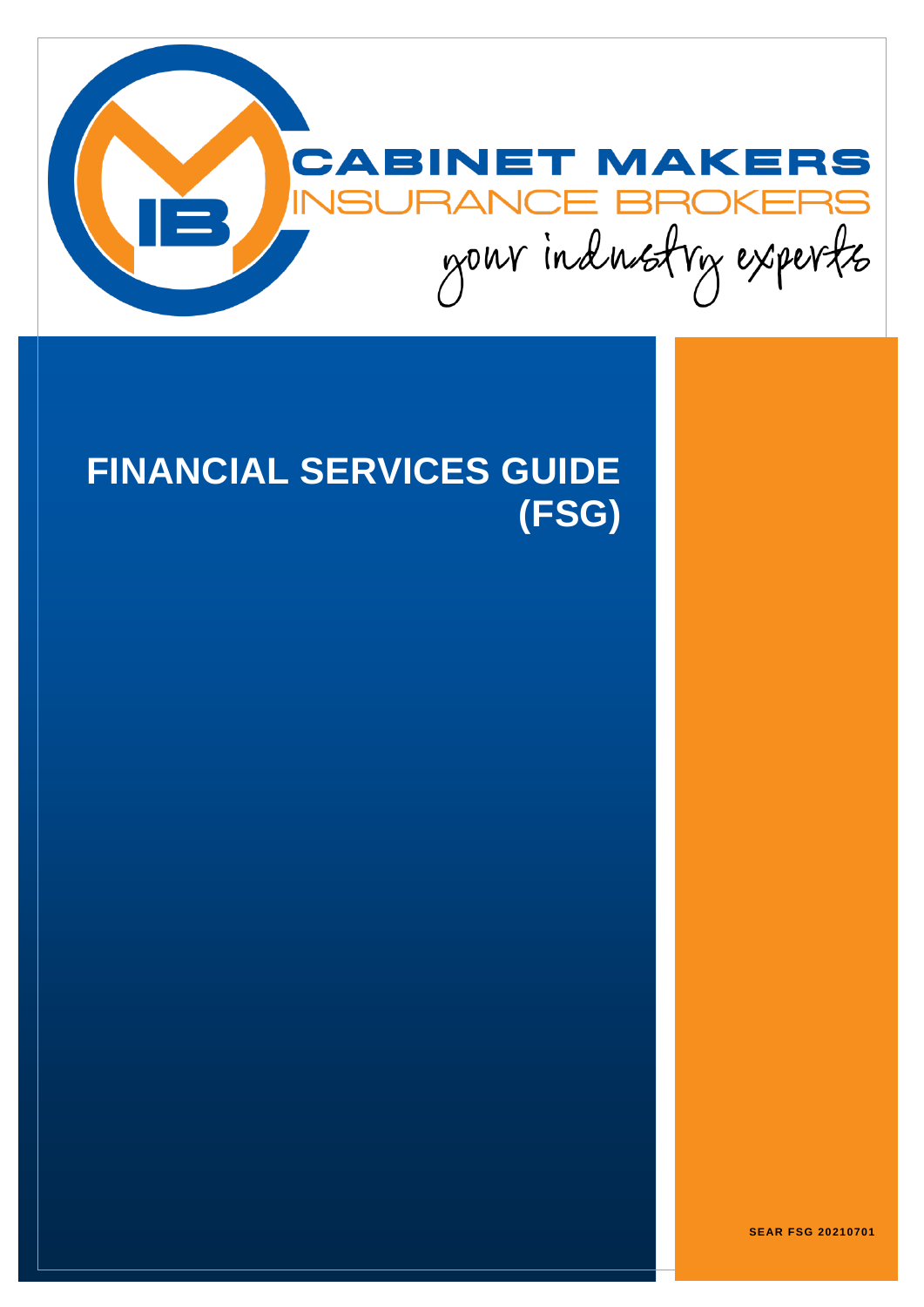CABINET MAKERS
INSURANCE BROKERS
your industry experts

# FINANCIAL SERVICES GUIDE (FSG)

SEAR FSG 20210701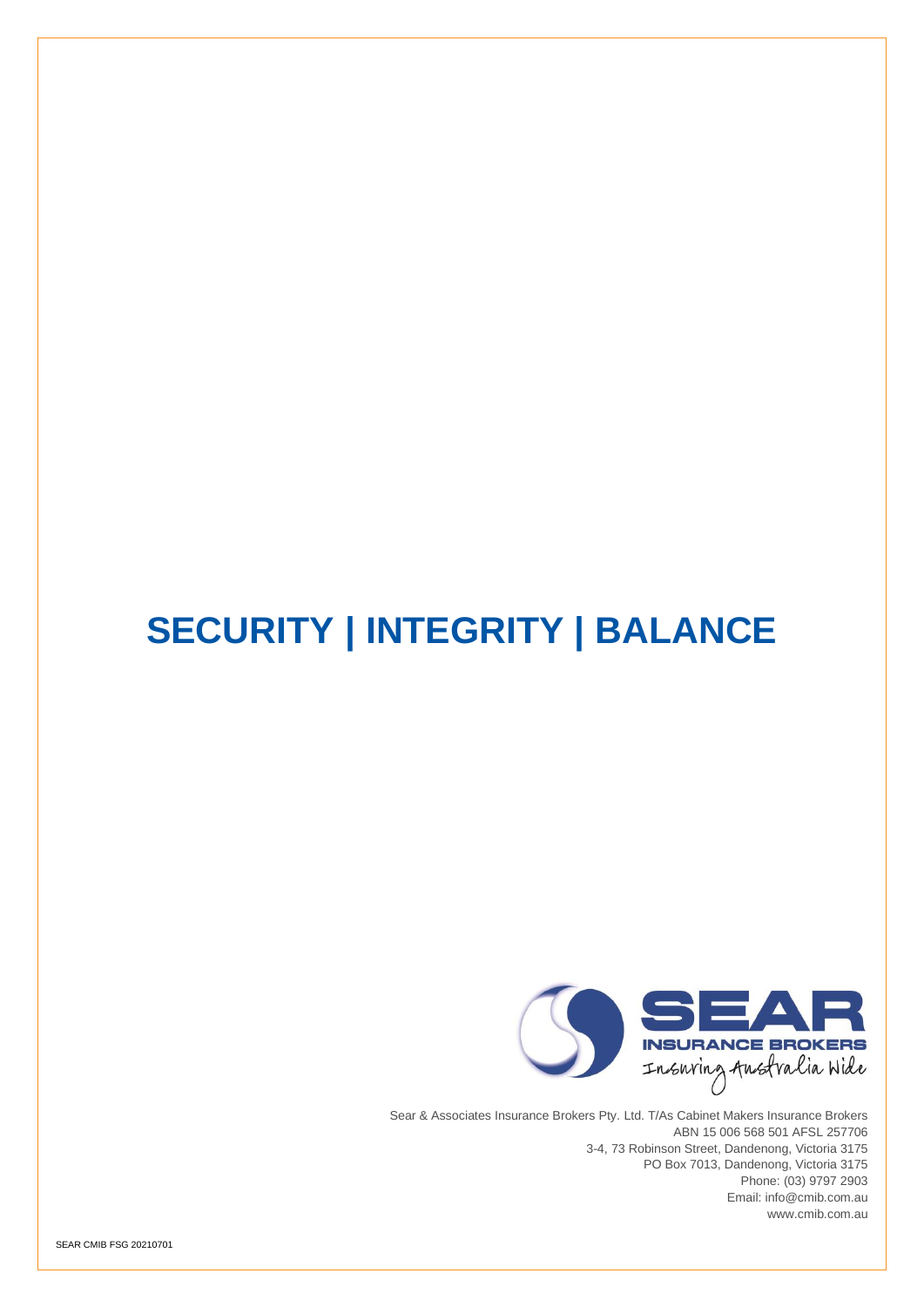# SECURITY | INTEGRITY | BALANCE

SEAR INSURANCE BROKERS

Insuring Australia Wide

Sear & Associates Insurance Brokers Pty. Ltd. T/As Cabinet Makers Insurance Brokers
ABN 15 006 568 501 AFSL 257706
3-4, 73 Robinson Street, Dandenong, Victoria 3175
PO Box 7013, Dandenong, Victoria 3175
Phone: (03) 9797 2903
Email: info@cmib.com.au
www.cmib.com.au

SEAR CMIB FSG 20210701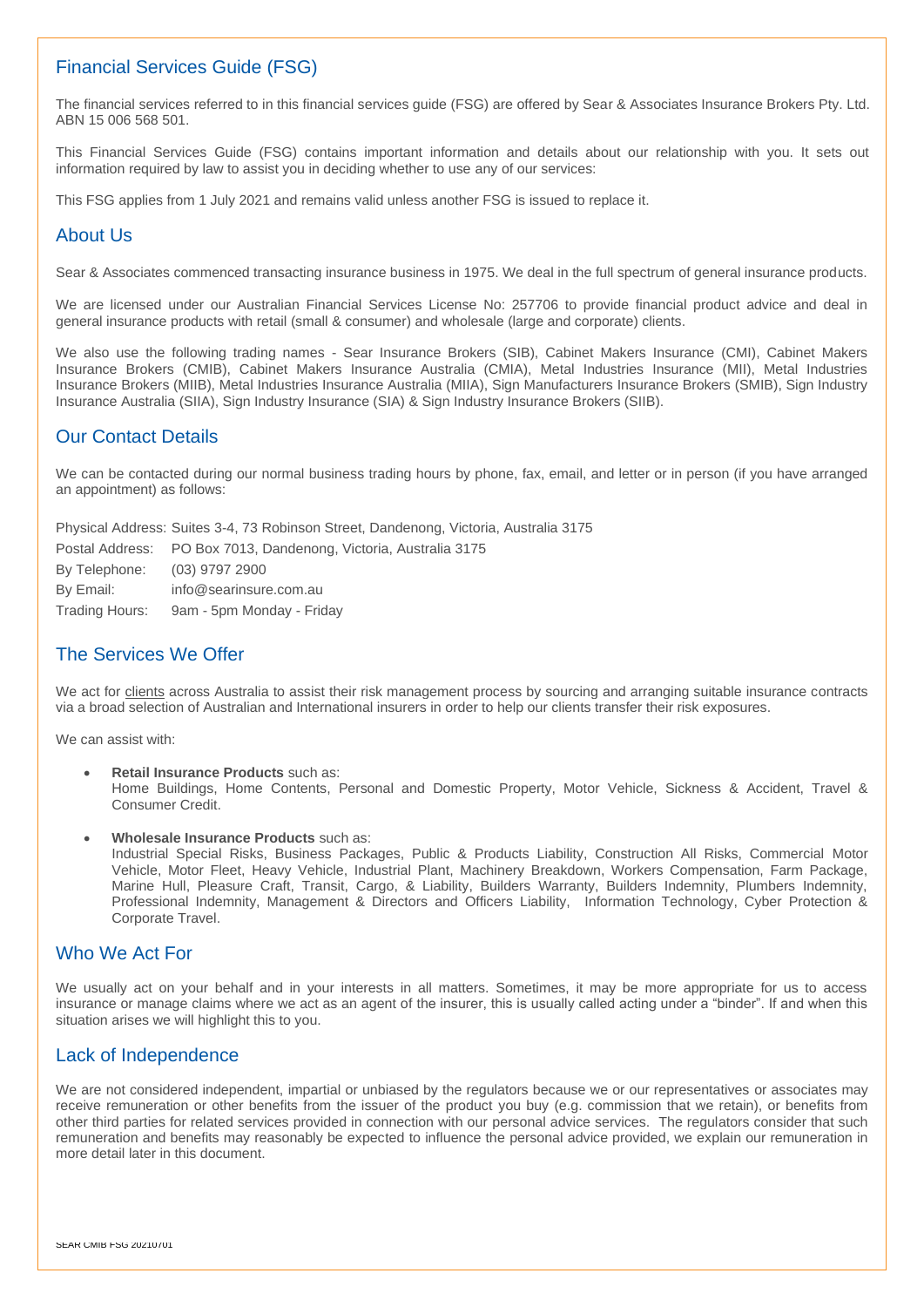## Financial Services Guide (FSG)

The financial services referred to in this financial services guide (FSG) are offered by Sear & Associates Insurance Brokers Pty. Ltd. ABN 15 006 568 501.

This Financial Services Guide (FSG) contains important information and details about our relationship with you. It sets out information required by law to assist you in deciding whether to use any of our services:

This FSG applies from 1 July 2021 and remains valid unless another FSG is issued to replace it.

## About Us

Sear & Associates commenced transacting insurance business in 1975. We deal in the full spectrum of general insurance products.

We are licensed under our Australian Financial Services License No: 257706 to provide financial product advice and deal in general insurance products with retail (small & consumer) and wholesale (large and corporate) clients.

We also use the following trading names - Sear Insurance Brokers (SIB), Cabinet Makers Insurance (CMI), Cabinet Makers Insurance Brokers (CMIB), Cabinet Makers Insurance Australia (CMIA), Metal Industries Insurance (MII), Metal Industries Insurance Brokers (MIIB), Metal Industries Insurance Australia (MIIA), Sign Manufacturers Insurance Brokers (SMIB), Sign Industry Insurance Australia (SIIA), Sign Industry Insurance (SIA) & Sign Industry Insurance Brokers (SIIB).

## Our Contact Details

We can be contacted during our normal business trading hours by phone, fax, email, and letter or in person (if you have arranged an appointment) as follows:

Physical Address: Suites 3-4, 73 Robinson Street, Dandenong, Victoria, Australia 3175
Postal Address: PO Box 7013, Dandenong, Victoria, Australia 3175
By Telephone: (03) 9797 2900
By Email: info@searinsure.com.au
Trading Hours: 9am - 5pm Monday - Friday

## The Services We Offer

We act for clients across Australia to assist their risk management process by sourcing and arranging suitable insurance contracts via a broad selection of Australian and International insurers in order to help our clients transfer their risk exposures.

We can assist with:

- **Retail Insurance Products** such as:
  Home Buildings, Home Contents, Personal and Domestic Property, Motor Vehicle, Sickness & Accident, Travel & Consumer Credit.

- **Wholesale Insurance Products** such as:
  Industrial Special Risks, Business Packages, Public & Products Liability, Construction All Risks, Commercial Motor Vehicle, Motor Fleet, Heavy Vehicle, Industrial Plant, Machinery Breakdown, Workers Compensation, Farm Package, Marine Hull, Pleasure Craft, Transit, Cargo, & Liability, Builders Warranty, Builders Indemnity, Plumbers Indemnity, Professional Indemnity, Management & Directors and Officers Liability, Information Technology, Cyber Protection & Corporate Travel.

## Who We Act For

We usually act on your behalf and in your interests in all matters. Sometimes, it may be more appropriate for us to access insurance or manage claims where we act as an agent of the insurer, this is usually called acting under a "binder". If and when this situation arises we will highlight this to you.

## Lack of Independence

We are not considered independent, impartial or unbiased by the regulators because we or our representatives or associates may receive remuneration or other benefits from the issuer of the product you buy (e.g. commission that we retain), or benefits from other third parties for related services provided in connection with our personal advice services. The regulators consider that such remuneration and benefits may reasonably be expected to influence the personal advice provided, we explain our remuneration in more detail later in this document.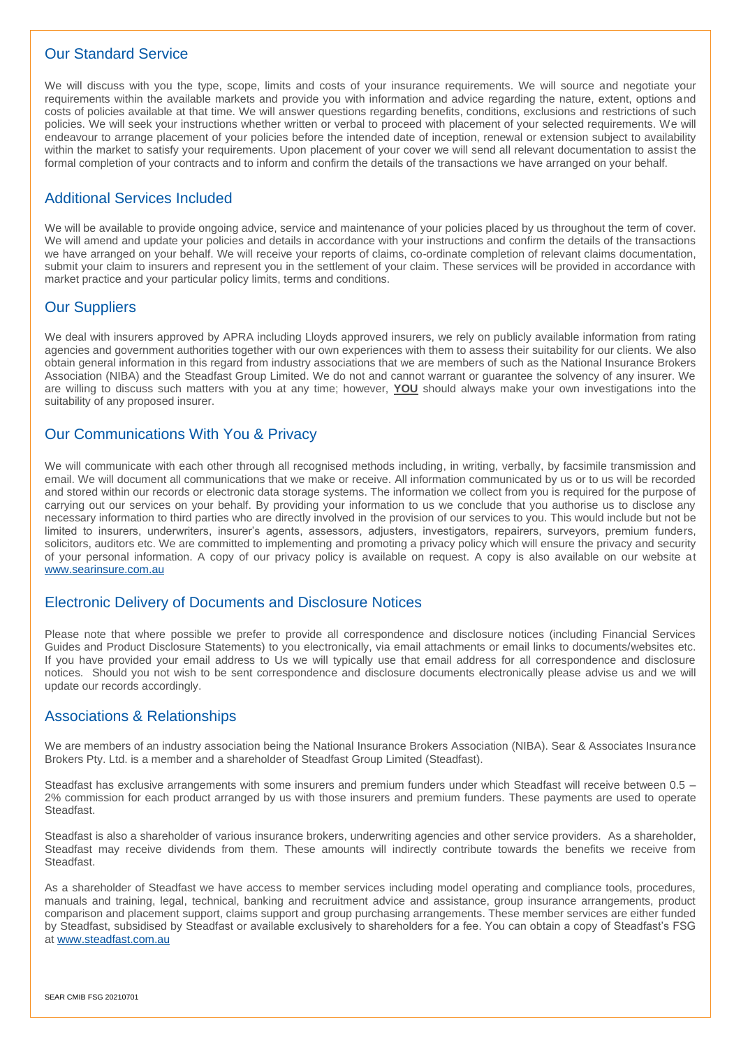## Our Standard Service

We will discuss with you the type, scope, limits and costs of your insurance requirements. We will source and negotiate your requirements within the available markets and provide you with information and advice regarding the nature, extent, options and costs of policies available at that time. We will answer questions regarding benefits, conditions, exclusions and restrictions of such policies. We will seek your instructions whether written or verbal to proceed with placement of your selected requirements. We will endeavour to arrange placement of your policies before the intended date of inception, renewal or extension subject to availability within the market to satisfy your requirements. Upon placement of your cover we will send all relevant documentation to assist the formal completion of your contracts and to inform and confirm the details of the transactions we have arranged on your behalf.

## Additional Services Included

We will be available to provide ongoing advice, service and maintenance of your policies placed by us throughout the term of cover. We will amend and update your policies and details in accordance with your instructions and confirm the details of the transactions we have arranged on your behalf. We will receive your reports of claims, co-ordinate completion of relevant claims documentation, submit your claim to insurers and represent you in the settlement of your claim. These services will be provided in accordance with market practice and your particular policy limits, terms and conditions.

## Our Suppliers

We deal with insurers approved by APRA including Lloyds approved insurers, we rely on publicly available information from rating agencies and government authorities together with our own experiences with them to assess their suitability for our clients. We also obtain general information in this regard from industry associations that we are members of such as the National Insurance Brokers Association (NIBA) and the Steadfast Group Limited. We do not and cannot warrant or guarantee the solvency of any insurer. We are willing to discuss such matters with you at any time; however, **YOU** should always make your own investigations into the suitability of any proposed insurer.

## Our Communications With You & Privacy

We will communicate with each other through all recognised methods including, in writing, verbally, by facsimile transmission and email. We will document all communications that we make or receive. All information communicated by us or to us will be recorded and stored within our records or electronic data storage systems. The information we collect from you is required for the purpose of carrying out our services on your behalf. By providing your information to us we conclude that you authorise us to disclose any necessary information to third parties who are directly involved in the provision of our services to you. This would include but not be limited to insurers, underwriters, insurer's agents, assessors, adjusters, investigators, repairers, surveyors, premium funders, solicitors, auditors etc. We are committed to implementing and promoting a privacy policy which will ensure the privacy and security of your personal information. A copy of our privacy policy is available on request. A copy is also available on our website at www.searinsure.com.au

## Electronic Delivery of Documents and Disclosure Notices

Please note that where possible we prefer to provide all correspondence and disclosure notices (including Financial Services Guides and Product Disclosure Statements) to you electronically, via email attachments or email links to documents/websites etc. If you have provided your email address to Us we will typically use that email address for all correspondence and disclosure notices. Should you not wish to be sent correspondence and disclosure documents electronically please advise us and we will update our records accordingly.

## Associations & Relationships

We are members of an industry association being the National Insurance Brokers Association (NIBA). Sear & Associates Insurance Brokers Pty. Ltd. is a member and a shareholder of Steadfast Group Limited (Steadfast).

Steadfast has exclusive arrangements with some insurers and premium funders under which Steadfast will receive between 0.5 – 2% commission for each product arranged by us with those insurers and premium funders. These payments are used to operate Steadfast.

Steadfast is also a shareholder of various insurance brokers, underwriting agencies and other service providers. As a shareholder, Steadfast may receive dividends from them. These amounts will indirectly contribute towards the benefits we receive from Steadfast.

As a shareholder of Steadfast we have access to member services including model operating and compliance tools, procedures, manuals and training, legal, technical, banking and recruitment advice and assistance, group insurance arrangements, product comparison and placement support, claims support and group purchasing arrangements. These member services are either funded by Steadfast, subsidised by Steadfast or available exclusively to shareholders for a fee. You can obtain a copy of Steadfast's FSG at www.steadfast.com.au

SEAR CMIB FSG 20210701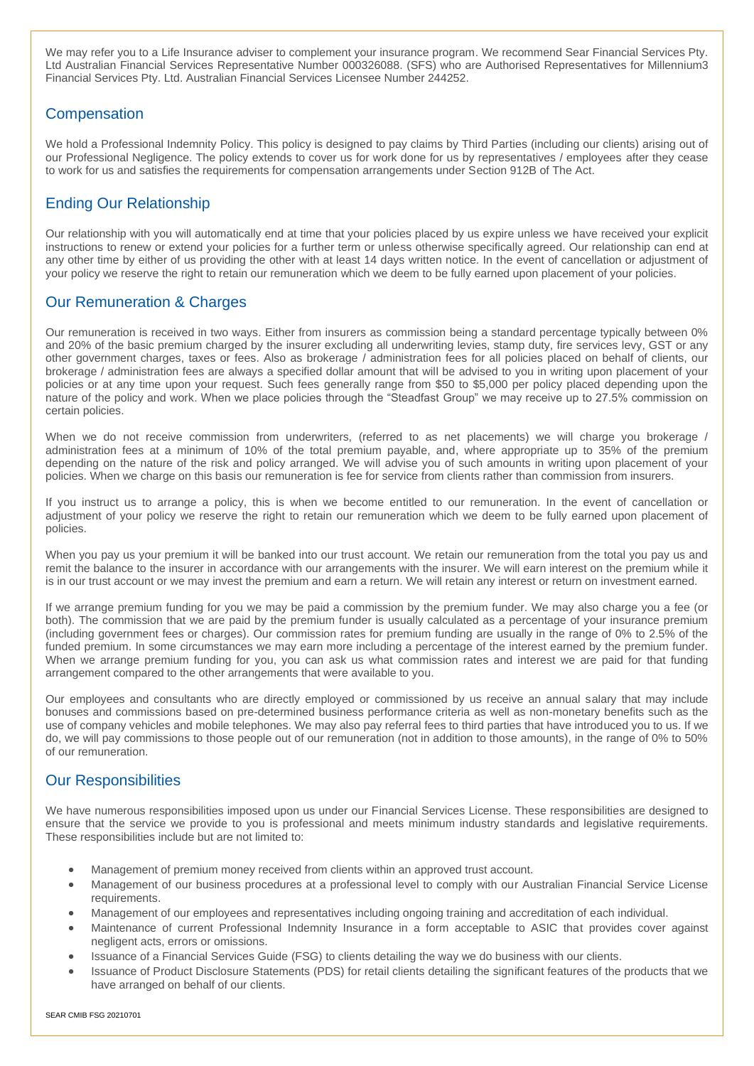We may refer you to a Life Insurance adviser to complement your insurance program. We recommend Sear Financial Services Pty. Ltd Australian Financial Services Representative Number 000326088. (SFS) who are Authorised Representatives for Millennium3 Financial Services Pty. Ltd. Australian Financial Services Licensee Number 244252.

## Compensation

We hold a Professional Indemnity Policy. This policy is designed to pay claims by Third Parties (including our clients) arising out of our Professional Negligence. The policy extends to cover us for work done for us by representatives / employees after they cease to work for us and satisfies the requirements for compensation arrangements under Section 912B of The Act.

## Ending Our Relationship

Our relationship with you will automatically end at time that your policies placed by us expire unless we have received your explicit instructions to renew or extend your policies for a further term or unless otherwise specifically agreed. Our relationship can end at any other time by either of us providing the other with at least 14 days written notice. In the event of cancellation or adjustment of your policy we reserve the right to retain our remuneration which we deem to be fully earned upon placement of your policies.

## Our Remuneration & Charges

Our remuneration is received in two ways. Either from insurers as commission being a standard percentage typically between 0% and 20% of the basic premium charged by the insurer excluding all underwriting levies, stamp duty, fire services levy, GST or any other government charges, taxes or fees. Also as brokerage / administration fees for all policies placed on behalf of clients, our brokerage / administration fees are always a specified dollar amount that will be advised to you in writing upon placement of your policies or at any time upon your request. Such fees generally range from $50 to $5,000 per policy placed depending upon the nature of the policy and work. When we place policies through the "Steadfast Group" we may receive up to 27.5% commission on certain policies.

When we do not receive commission from underwriters, (referred to as net placements) we will charge you brokerage / administration fees at a minimum of 10% of the total premium payable, and, where appropriate up to 35% of the premium depending on the nature of the risk and policy arranged. We will advise you of such amounts in writing upon placement of your policies. When we charge on this basis our remuneration is fee for service from clients rather than commission from insurers.

If you instruct us to arrange a policy, this is when we become entitled to our remuneration. In the event of cancellation or adjustment of your policy we reserve the right to retain our remuneration which we deem to be fully earned upon placement of policies.

When you pay us your premium it will be banked into our trust account. We retain our remuneration from the total you pay us and remit the balance to the insurer in accordance with our arrangements with the insurer. We will earn interest on the premium while it is in our trust account or we may invest the premium and earn a return. We will retain any interest or return on investment earned.

If we arrange premium funding for you we may be paid a commission by the premium funder. We may also charge you a fee (or both). The commission that we are paid by the premium funder is usually calculated as a percentage of your insurance premium (including government fees or charges). Our commission rates for premium funding are usually in the range of 0% to 2.5% of the funded premium. In some circumstances we may earn more including a percentage of the interest earned by the premium funder. When we arrange premium funding for you, you can ask us what commission rates and interest we are paid for that funding arrangement compared to the other arrangements that were available to you.

Our employees and consultants who are directly employed or commissioned by us receive an annual salary that may include bonuses and commissions based on pre-determined business performance criteria as well as non-monetary benefits such as the use of company vehicles and mobile telephones. We may also pay referral fees to third parties that have introduced you to us. If we do, we will pay commissions to those people out of our remuneration (not in addition to those amounts), in the range of 0% to 50% of our remuneration.

## Our Responsibilities

We have numerous responsibilities imposed upon us under our Financial Services License. These responsibilities are designed to ensure that the service we provide to you is professional and meets minimum industry standards and legislative requirements. These responsibilities include but are not limited to:

- Management of premium money received from clients within an approved trust account.
- Management of our business procedures at a professional level to comply with our Australian Financial Service License requirements.
- Management of our employees and representatives including ongoing training and accreditation of each individual.
- Maintenance of current Professional Indemnity Insurance in a form acceptable to ASIC that provides cover against negligent acts, errors or omissions.
- Issuance of a Financial Services Guide (FSG) to clients detailing the way we do business with our clients.
- Issuance of Product Disclosure Statements (PDS) for retail clients detailing the significant features of the products that we have arranged on behalf of our clients.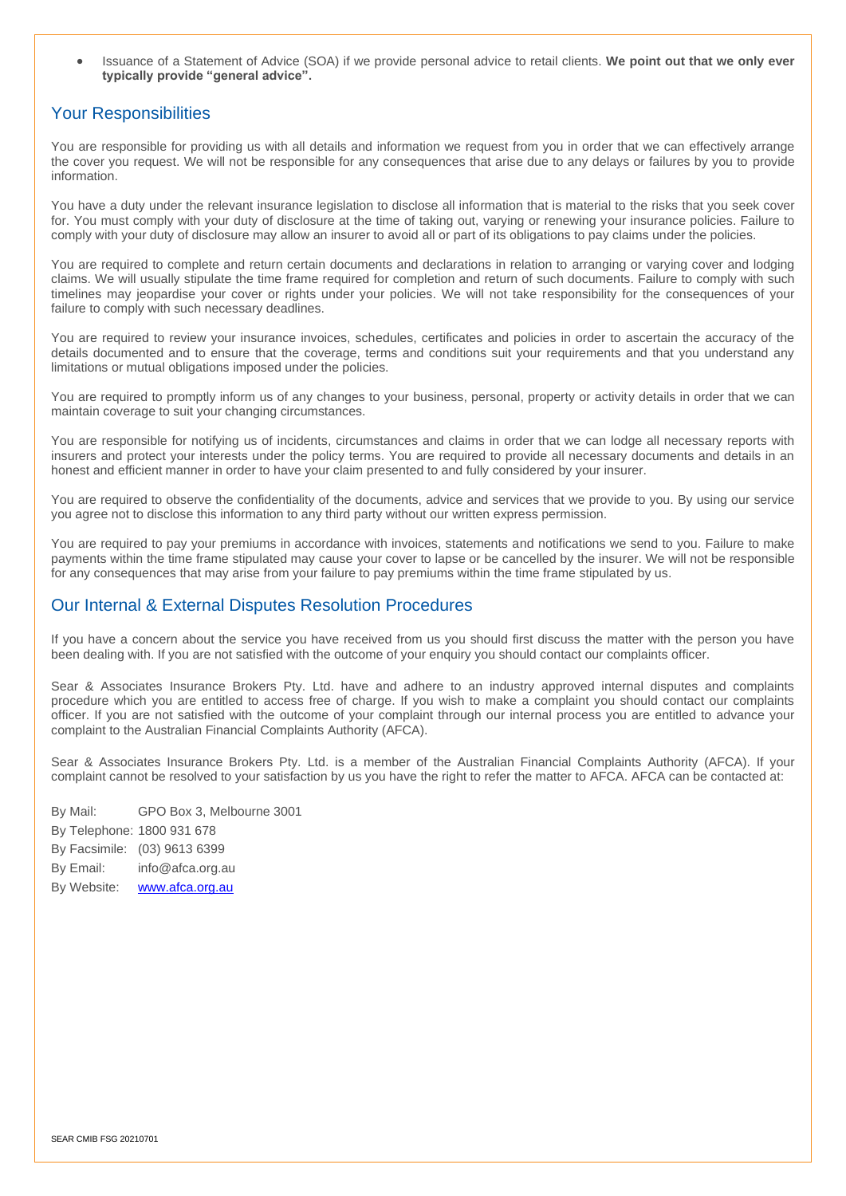- Issuance of a Statement of Advice (SOA) if we provide personal advice to retail clients. **We point out that we only ever typically provide "general advice".**

## Your Responsibilities

You are responsible for providing us with all details and information we request from you in order that we can effectively arrange the cover you request. We will not be responsible for any consequences that arise due to any delays or failures by you to provide information.

You have a duty under the relevant insurance legislation to disclose all information that is material to the risks that you seek cover for. You must comply with your duty of disclosure at the time of taking out, varying or renewing your insurance policies. Failure to comply with your duty of disclosure may allow an insurer to avoid all or part of its obligations to pay claims under the policies.

You are required to complete and return certain documents and declarations in relation to arranging or varying cover and lodging claims. We will usually stipulate the time frame required for completion and return of such documents. Failure to comply with such timelines may jeopardise your cover or rights under your policies. We will not take responsibility for the consequences of your failure to comply with such necessary deadlines.

You are required to review your insurance invoices, schedules, certificates and policies in order to ascertain the accuracy of the details documented and to ensure that the coverage, terms and conditions suit your requirements and that you understand any limitations or mutual obligations imposed under the policies.

You are required to promptly inform us of any changes to your business, personal, property or activity details in order that we can maintain coverage to suit your changing circumstances.

You are responsible for notifying us of incidents, circumstances and claims in order that we can lodge all necessary reports with insurers and protect your interests under the policy terms. You are required to provide all necessary documents and details in an honest and efficient manner in order to have your claim presented to and fully considered by your insurer.

You are required to observe the confidentiality of the documents, advice and services that we provide to you. By using our service you agree not to disclose this information to any third party without our written express permission.

You are required to pay your premiums in accordance with invoices, statements and notifications we send to you. Failure to make payments within the time frame stipulated may cause your cover to lapse or be cancelled by the insurer. We will not be responsible for any consequences that may arise from your failure to pay premiums within the time frame stipulated by us.

## Our Internal & External Disputes Resolution Procedures

If you have a concern about the service you have received from us you should first discuss the matter with the person you have been dealing with. If you are not satisfied with the outcome of your enquiry you should contact our complaints officer.

Sear & Associates Insurance Brokers Pty. Ltd. have and adhere to an industry approved internal disputes and complaints procedure which you are entitled to access free of charge. If you wish to make a complaint you should contact our complaints officer. If you are not satisfied with the outcome of your complaint through our internal process you are entitled to advance your complaint to the Australian Financial Complaints Authority (AFCA).

Sear & Associates Insurance Brokers Pty. Ltd. is a member of the Australian Financial Complaints Authority (AFCA). If your complaint cannot be resolved to your satisfaction by us you have the right to refer the matter to AFCA. AFCA can be contacted at:

By Mail: GPO Box 3, Melbourne 3001
By Telephone: 1800 931 678
By Facsimile: (03) 9613 6399
By Email: info@afca.org.au
By Website: www.afca.org.au

SEAR CMIB FSG 20210701